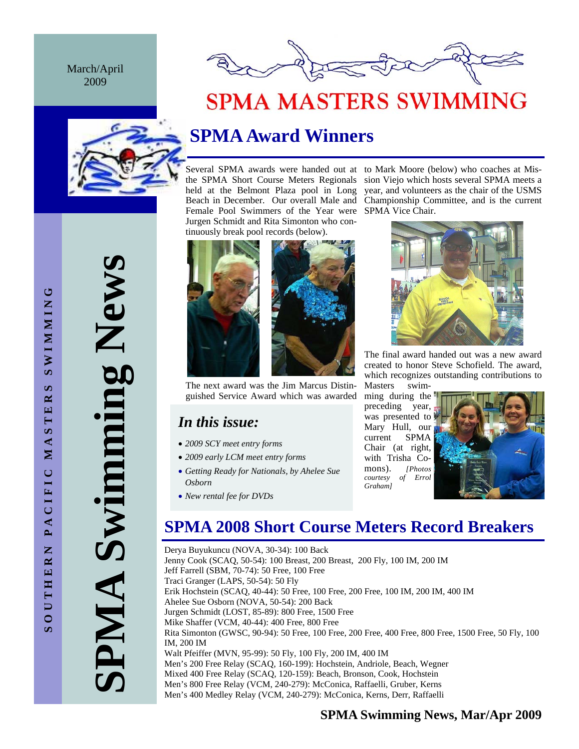March/April 2009

# SPMA MASTERS SWIMMING

SPMA Swimming News

SOUTHERN PACIFIC MASTERS SWIMMING

## SPMA Award Winners

Several SPMA awards were handed out at the SPMA Short Course Meters Regionals held at the Belmont Plaza pool in Long Beach in December. Our overall Male and Female Pool Swimmers of the Year were Jurgen Schmidt and Rita Simonton who continuously break pool records (below).

The next award was the Jim Marcus Distinguished Service Award which was awarded to Mark Moore (below) who coaches at Mission Viejo which hosts several SPMA meets a year, and volunteers as the chair of the USMS Championship Committee, and is the current SPMA Vice Chair.

The final award handed out was a new award created to honor Steve Schofield. The award, which recognizes outstanding contributions to Masters swimming during the preceding year, was presented to Mary Hull, our current SPMA Chair (at right, with Trisha Commons). *[Photos courtesy of Errol Graham]*

### *In this issue:*

- *2009 SCY meet entry forms*
- *2009 early LCM meet entry forms*
- *Getting Ready for Nationals, by Ahelee Sue Osborn*
- *New rental fee for DVDs*

## SPMA 2008 Short Course Meters Record Breakers

Derya Buyukuncu (NOVA, 30-34): 100 Back
Jenny Cook (SCAQ, 50-54): 100 Breast, 200 Breast, 200 Fly, 100 IM, 200 IM
Jeff Farrell (SBM, 70-74): 50 Free, 100 Free
Traci Granger (LAPS, 50-54): 50 Fly
Erik Hochstein (SCAQ, 40-44): 50 Free, 100 Free, 200 Free, 100 IM, 200 IM, 400 IM
Ahelee Sue Osborn (NOVA, 50-54): 200 Back
Jurgen Schmidt (LOST, 85-89): 800 Free, 1500 Free
Mike Shaffer (VCM, 40-44): 400 Free, 800 Free
Rita Simonton (GWSC, 90-94): 50 Free, 100 Free, 200 Free, 400 Free, 800 Free, 1500 Free, 50 Fly, 100 IM, 200 IM
Walt Pfeiffer (MVN, 95-99): 50 Fly, 100 Fly, 200 IM, 400 IM
Men's 200 Free Relay (SCAQ, 160-199): Hochstein, Andriole, Beach, Wegner
Mixed 400 Free Relay (SCAQ, 120-159): Beach, Bronson, Cook, Hochstein
Men's 800 Free Relay (VCM, 240-279): McConica, Raffaelli, Gruber, Kerns
Men's 400 Medley Relay (VCM, 240-279): McConica, Kerns, Derr, Raffaelli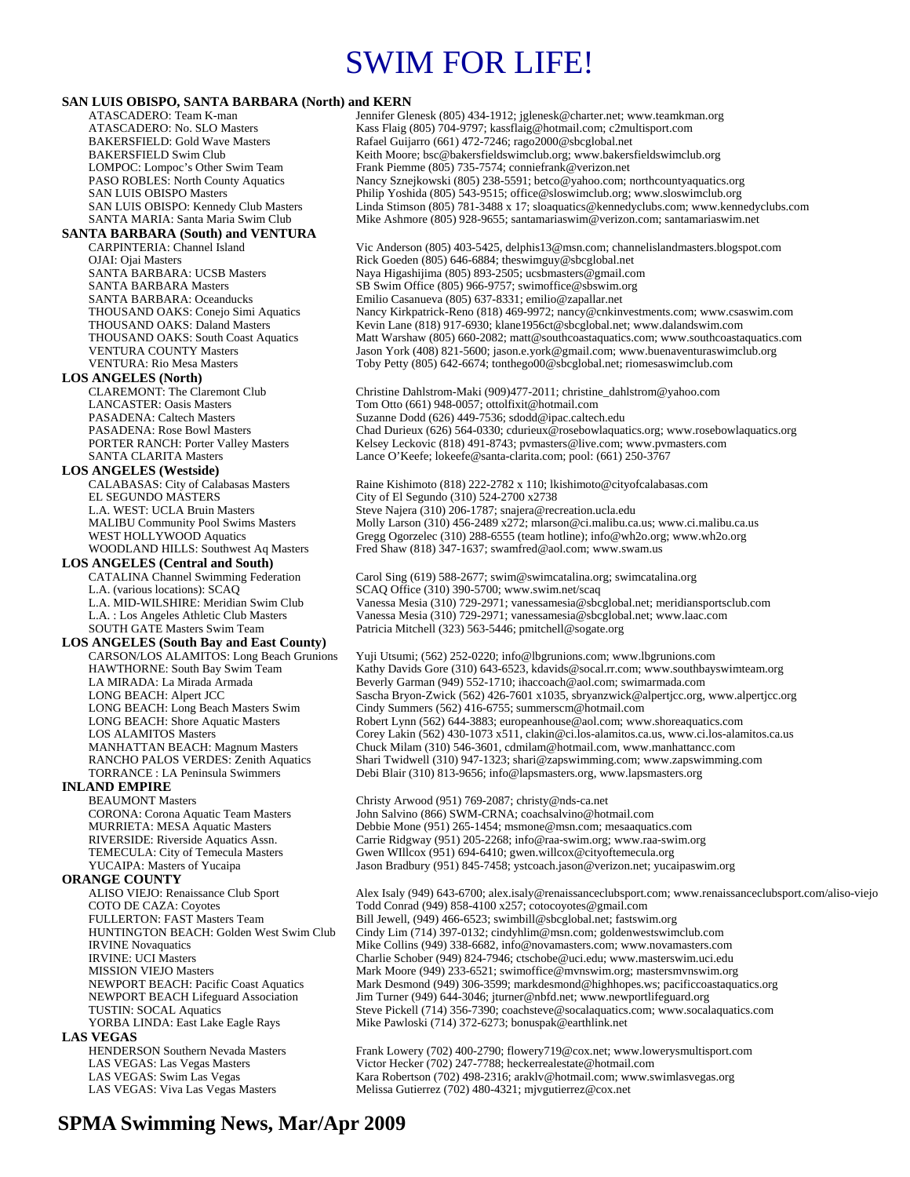# SWIM FOR LIFE!

**SAN LUIS OBISPO, SANTA BARBARA (North) and KERN**

| Club | Contact |
|---|---|
| ATASCADERO: Team K-man | Jennifer Glenesk (805) 434-1912; jglenesk@charter.net; www.teamkman.org |
| ATASCADERO: No. SLO Masters | Kass Flaig (805) 704-9797; kassflaig@hotmail.com; c2multisport.com |
| BAKERSFIELD: Gold Wave Masters | Rafael Guijarro (661) 472-7246; rago2000@sbcglobal.net |
| BAKERSFIELD Swim Club | Keith Moore; bsc@bakersfieldswimclub.org; www.bakersfieldswimclub.org |
| LOMPOC: Lompoc's Other Swim Team | Frank Piemme (805) 735-7574; conniefrank@verizon.net |
| PASO ROBLES: North County Aquatics | Nancy Sznejkowski (805) 238-5591; betco@yahoo.com; northcountyaquatics.org |
| SAN LUIS OBISPO Masters | Philip Yoshida (805) 543-9515; office@sloswimclub.org; www.sloswimclub.org |
| SAN LUIS OBISPO: Kennedy Club Masters | Linda Stimson (805) 781-3488 x 17; sloaquatics@kennedyclubs.com; www.kennedyclubs.com |
| SANTA MARIA: Santa Maria Swim Club | Mike Ashmore (805) 928-9655; santamariaswim@verizon.com; santamariaswim.net |

**SANTA BARBARA (South) and VENTURA**

| Club | Contact |
|---|---|
| CARPINTERIA: Channel Island | Vic Anderson (805) 403-5425, delphis13@msn.com; channelislandmasters.blogspot.com |
| OJAI: Ojai Masters | Rick Goeden (805) 646-6884; theswimguy@sbcglobal.net |
| SANTA BARBARA: UCSB Masters | Naya Higashijima (805) 893-2505; ucsbmasters@gmail.com |
| SANTA BARBARA Masters | SB Swim Office (805) 966-9757; swimoffice@sbswim.org |
| SANTA BARBARA: Oceanducks | Emilio Casanueva (805) 637-8331; emilio@zapallar.net |
| THOUSAND OAKS: Conejo Simi Aquatics | Nancy Kirkpatrick-Reno (818) 469-9972; nancy@cnkinvestments.com; www.csaswim.com |
| THOUSAND OAKS: Daland Masters | Kevin Lane (818) 917-6930; klane1956ct@sbcglobal.net; www.dalandswim.com |
| THOUSAND OAKS: South Coast Aquatics | Matt Warshaw (805) 660-2082; matt@southcoastaquatics.com; www.southcoastaquatics.com |
| VENTURA COUNTY Masters | Jason York (408) 821-5600; jason.e.york@gmail.com; www.buenaventuraswimclub.org |
| VENTURA: Rio Mesa Masters | Toby Petty (805) 642-6674; tonthego00@sbcglobal.net; riomesaswimclub.com |

**LOS ANGELES (North)**

| Club | Contact |
|---|---|
| CLAREMONT: The Claremont Club | Christine Dahlstrom-Maki (909)477-2011; christine_dahlstrom@yahoo.com |
| LANCASTER: Oasis Masters | Tom Otto (661) 948-0057; ottolfixit@hotmail.com |
| PASADENA: Caltech Masters | Suzanne Dodd (626) 449-7536; sdodd@ipac.caltech.edu |
| PASADENA: Rose Bowl Masters | Chad Durieux (626) 564-0330; cdurieux@rosebowlaquatics.org; www.rosebowlaquatics.org |
| PORTER RANCH: Porter Valley Masters | Kelsey Leckovic (818) 491-8743; pvmasters@live.com; www.pvmasters.com |
| SANTA CLARITA Masters | Lance O'Keefe; lokeefe@santa-clarita.com; pool: (661) 250-3767 |

**LOS ANGELES (Westside)**

| Club | Contact |
|---|---|
| CALABASAS: City of Calabasas Masters | Raine Kishimoto (818) 222-2782 x 110; lkishimoto@cityofcalabasas.com |
| EL SEGUNDO MASTERS | City of El Segundo (310) 524-2700 x2738 |
| L.A. WEST: UCLA Bruin Masters | Steve Najera (310) 206-1787; snajera@recreation.ucla.edu |
| MALIBU Community Pool Swims Masters | Molly Larson (310) 456-2489 x272; mlarson@ci.malibu.ca.us; www.ci.malibu.ca.us |
| WEST HOLLYWOOD Aquatics | Gregg Ogorzelec (310) 288-6555 (team hotline); info@wh2o.org; www.wh2o.org |
| WOODLAND HILLS: Southwest Aq Masters | Fred Shaw (818) 347-1637; swamfred@aol.com; www.swam.us |

**LOS ANGELES (Central and South)**

| Club | Contact |
|---|---|
| CATALINA Channel Swimming Federation | Carol Sing (619) 588-2677; swim@swimcatalina.org; swimcatalina.org |
| L.A. (various locations): SCAQ | SCAQ Office (310) 390-5700; www.swim.net/scaq |
| L.A. MID-WILSHIRE: Meridian Swim Club | Vanessa Mesia (310) 729-2971; vanessamesia@sbcglobal.net; meridiansportsclub.com |
| L.A. : Los Angeles Athletic Club Masters | Vanessa Mesia (310) 729-2971; vanessamesia@sbcglobal.net; www.laac.com |
| SOUTH GATE Masters Swim Team | Patricia Mitchell (323) 563-5446; pmitchell@sogate.org |

**LOS ANGELES (South Bay and East County)**

| Club | Contact |
|---|---|
| CARSON/LOS ALAMITOS: Long Beach Grunions | Yuji Utsumi; (562) 252-0220; info@lbgrunions.com; www.lbgrunions.com |
| HAWTHORNE: South Bay Swim Team | Kathy Davids Gore (310) 643-6523, kdavids@socal.rr.com; www.southbayswimteam.org |
| LA MIRADA: La Mirada Armada | Beverly Garman (949) 552-1710; ihaccoach@aol.com; swimarmada.com |
| LONG BEACH: Alpert JCC | Sascha Bryon-Zwick (562) 426-7601 x1035, sbryanzwick@alpertjcc.org, www.alpertjcc.org |
| LONG BEACH: Long Beach Masters Swim | Cindy Summers (562) 416-6755; summerscm@hotmail.com |
| LONG BEACH: Shore Aquatic Masters | Robert Lynn (562) 644-3883; europeanhouse@aol.com; www.shoreaquatics.com |
| LOS ALAMITOS Masters | Corey Lakin (562) 430-1073 x511, clakin@ci.los-alamitos.ca.us, www.ci.los-alamitos.ca.us |
| MANHATTAN BEACH: Magnum Masters | Chuck Milam (310) 546-3601, cdmilam@hotmail.com, www.manhattancc.com |
| RANCHO PALOS VERDES: Zenith Aquatics | Shari Twidwell (310) 947-1323; shari@zapswimming.com; www.zapswimming.com |
| TORRANCE : LA Peninsula Swimmers | Debi Blair (310) 813-9656; info@lapsmasters.org, www.lapsmasters.org |

**INLAND EMPIRE**

| Club | Contact |
|---|---|
| BEAUMONT Masters | Christy Arwood (951) 769-2087; christy@nds-ca.net |
| CORONA: Corona Aquatic Team Masters | John Salvino (866) SWM-CRNA; coachsalvino@hotmail.com |
| MURRIETA: MESA Aquatic Masters | Debbie Mone (951) 265-1454; msmone@msn.com; mesaaquatics.com |
| RIVERSIDE: Riverside Aquatics Assn. | Carrie Ridgway (951) 205-2268; info@raa-swim.org; www.raa-swim.org |
| TEMECULA: City of Temecula Masters | Gwen WIllcox (951) 694-6410; gwen.willcox@cityoftemecula.org |
| YUCAIPA: Masters of Yucaipa | Jason Bradbury (951) 845-7458; ystcoach.jason@verizon.net; yucaipaswim.org |

**ORANGE COUNTY**

| Club | Contact |
|---|---|
| ALISO VIEJO: Renaissance Club Sport | Alex Isaly (949) 643-6700; alex.isaly@renaissanceclubsport.com; www.renaissanceclubsport.com/aliso-viejo |
| COTO DE CAZA: Coyotes | Todd Conrad (949) 858-4100 x257; cotocoyotes@gmail.com |
| FULLERTON: FAST Masters Team | Bill Jewell, (949) 466-6523; swimbill@sbcglobal.net; fastswim.org |
| HUNTINGTON BEACH: Golden West Swim Club | Cindy Lim (714) 397-0132; cindyhlim@msn.com; goldenwestswimclub.com |
| IRVINE Novaquatics | Mike Collins (949) 338-6682, info@novamasters.com; www.novamasters.com |
| IRVINE: UCI Masters | Charlie Schober (949) 824-7946; ctschobe@uci.edu; www.masterswim.uci.edu |
| MISSION VIEJO Masters | Mark Moore (949) 233-6521; swimoffice@mvnswim.org; mastersmvnswim.org |
| NEWPORT BEACH: Pacific Coast Aquatics | Mark Desmond (949) 306-3599; markdesmond@highhopes.ws; pacificcoastaquatics.org |
| NEWPORT BEACH Lifeguard Association | Jim Turner (949) 644-3046; jturner@nbfd.net; www.newportlifeguard.org |
| TUSTIN: SOCAL Aquatics | Steve Pickell (714) 356-7390; coachsteve@socalaquatics.com; www.socalaquatics.com |
| YORBA LINDA: East Lake Eagle Rays | Mike Pawloski (714) 372-6273; bonuspak@earthlink.net |

**LAS VEGAS**

| Club | Contact |
|---|---|
| HENDERSON Southern Nevada Masters | Frank Lowery (702) 400-2790; flowery719@cox.net; www.lowerysmultisport.com |
| LAS VEGAS: Las Vegas Masters | Victor Hecker (702) 247-7788; heckerrealestate@hotmail.com |
| LAS VEGAS: Swim Las Vegas | Kara Robertson (702) 498-2316; araklv@hotmail.com; www.swimlasvegas.org |
| LAS VEGAS: Viva Las Vegas Masters | Melissa Gutierrez (702) 480-4321; mjvgutierrez@cox.net |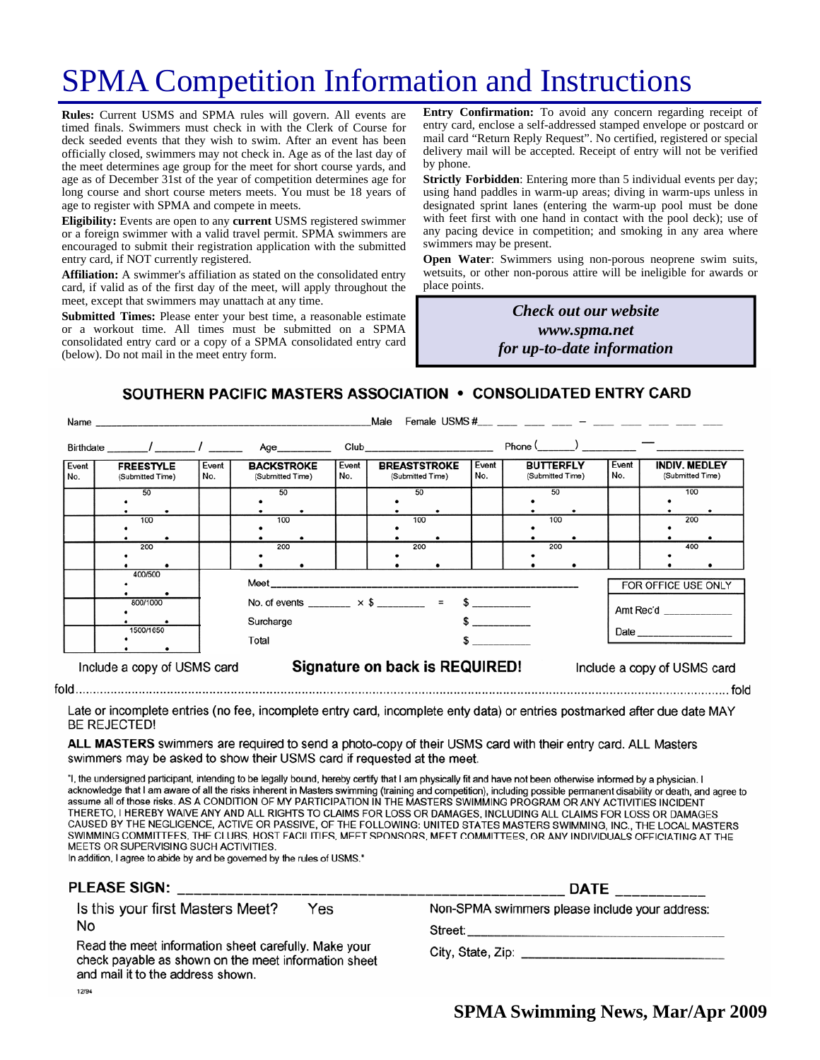# SPMA Competition Information and Instructions

**Rules:** Current USMS and SPMA rules will govern. All events are timed finals. Swimmers must check in with the Clerk of Course for deck seeded events that they wish to swim. After an event has been officially closed, swimmers may not check in. Age as of the last day of the meet determines age group for the meet for short course yards, and age as of December 31st of the year of competition determines age for long course and short course meters meets. You must be 18 years of age to register with SPMA and compete in meets.

**Eligibility:** Events are open to any **current** USMS registered swimmer or a foreign swimmer with a valid travel permit. SPMA swimmers are encouraged to submit their registration application with the submitted entry card, if NOT currently registered.

**Affiliation:** A swimmer's affiliation as stated on the consolidated entry card, if valid as of the first day of the meet, will apply throughout the meet, except that swimmers may unattach at any time.

**Submitted Times:** Please enter your best time, a reasonable estimate or a workout time. All times must be submitted on a SPMA consolidated entry card or a copy of a SPMA consolidated entry card (below). Do not mail in the meet entry form.

**Entry Confirmation:** To avoid any concern regarding receipt of entry card, enclose a self-addressed stamped envelope or postcard or mail card "Return Reply Request". No certified, registered or special delivery mail will be accepted. Receipt of entry will not be verified by phone.

**Strictly Forbidden**: Entering more than 5 individual events per day; using hand paddles in warm-up areas; diving in warm-ups unless in designated sprint lanes (entering the warm-up pool must be done with feet first with one hand in contact with the pool deck); use of any pacing device in competition; and smoking in any area where swimmers may be present.

**Open Water**: Swimmers using non-porous neoprene swim suits, wetsuits, or other non-porous attire will be ineligible for awards or place points.

***Check out our website***
***www.spma.net***
***for up-to-date information***

## SOUTHERN PACIFIC MASTERS ASSOCIATION • CONSOLIDATED ENTRY CARD

Name ______________________________ Male Female USMS #___ ___ ___ ___ – ___ ___ ___ ___ ___

Birthdate _____/_____/_____ Age________ Club____________________ Phone (_____) ________ — ____________

| Event No. | FREESTYLE (Submitted Time) | Event No. | BACKSTROKE (Submitted Time) | Event No. | BREASTSTROKE (Submitted Time) | Event No. | BUTTERFLY (Submitted Time) | Event No. | INDIV. MEDLEY (Submitted Time) |
|---|---|---|---|---|---|---|---|---|---|
| | 50 | | 50 | | 50 | | 50 | | 100 |
| | 100 | | 100 | | 100 | | 100 | | 200 |
| | 200 | | 200 | | 200 | | 200 | | 400 |
| | 400/500 | | | | | | | | |
| | 800/1000 | | | | | | | | |
| | 1500/1650 | | | | | | | | |

Meet ____________________________________________

No. of events _______ × $ _______ = $ _________

Surcharge $ _________

Total $ _________

FOR OFFICE USE ONLY

Amt Rec'd ___________

Date ________________

Include a copy of USMS card **Signature on back is REQUIRED!** Include a copy of USMS card

fold ............................................................................................................................................ fold

Late or incomplete entries (no fee, incomplete entry card, incomplete enty data) or entries postmarked after due date MAY BE REJECTED!

**ALL MASTERS** swimmers are required to send a photo-copy of their USMS card with their entry card. ALL Masters swimmers may be asked to show their USMS card if requested at the meet.

"I, the undersigned participant, intending to be legally bound, hereby certify that I am physically fit and have not been otherwise informed by a physician. I acknowledge that I am aware of all the risks inherent in Masters swimming (training and competition), including possible permanent disability or death, and agree to assume all of those risks. AS A CONDITION OF MY PARTICIPATION IN THE MASTERS SWIMMING PROGRAM OR ANY ACTIVITIES INCIDENT THERETO, I HEREBY WAIVE ANY AND ALL RIGHTS TO CLAIMS FOR LOSS OR DAMAGES, INCLUDING ALL CLAIMS FOR LOSS OR DAMAGES CAUSED BY THE NEGLIGENCE, ACTIVE OR PASSIVE, OF THE FOLLOWING: UNITED STATES MASTERS SWIMMING, INC., THE LOCAL MASTERS SWIMMING COMMITTEES, THE CLUBS, HOST FACILITIES, MEET SPONSORS, MEET COMMITTEES, OR ANY INDIVIDUALS OFFICIATING AT THE MEETS OR SUPERVISING SUCH ACTIVITIES.
In addition, I agree to abide by and be governed by the rules of USMS."

**PLEASE SIGN:** ______________________________________ **DATE** __________

Is this your first Masters Meet? Yes No

Read the meet information sheet carefully. Make your check payable as shown on the meet information sheet and mail it to the address shown.

Non-SPMA swimmers please include your address:

Street: ______________________________

City, State, Zip: ______________________

12/94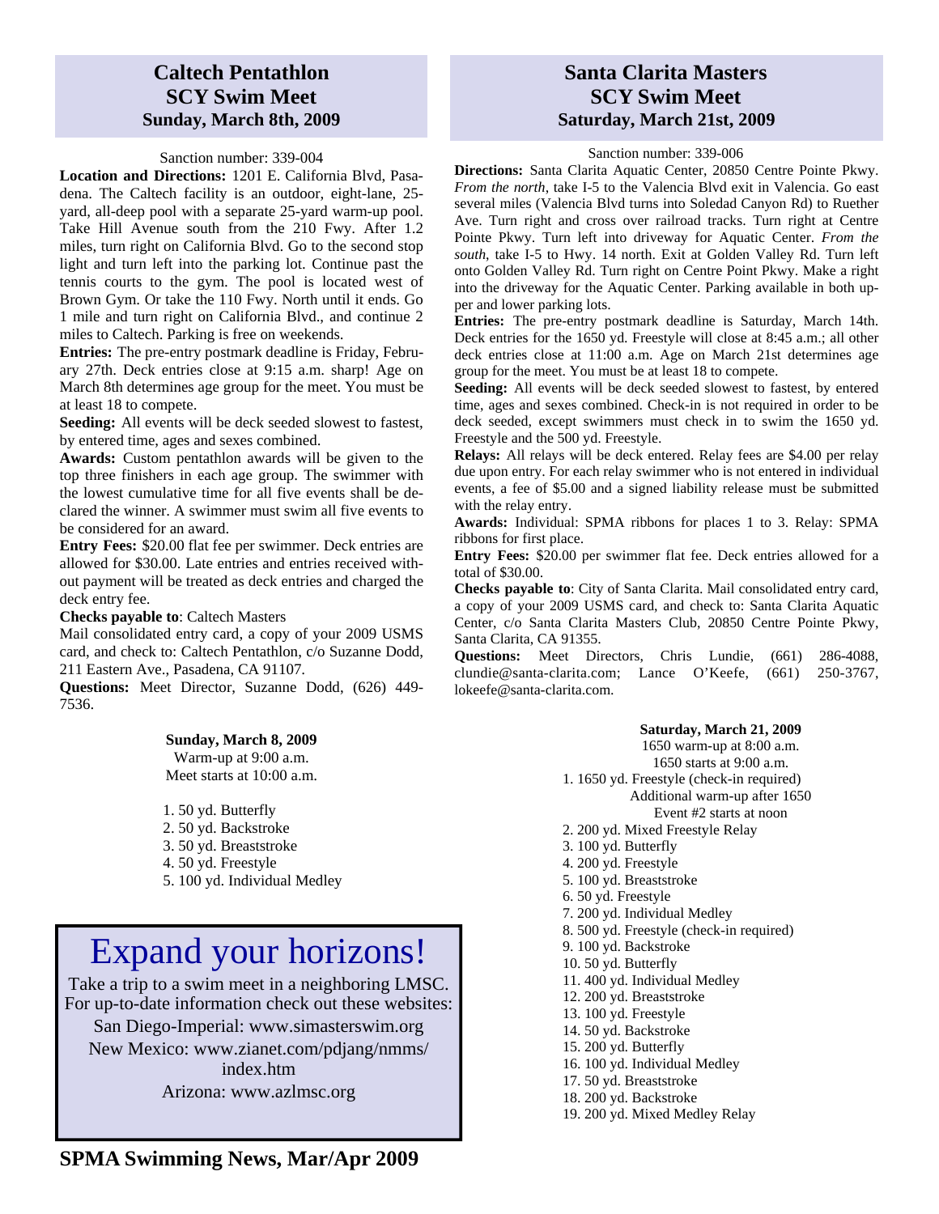## Caltech Pentathlon SCY Swim Meet

### Sunday, March 8th, 2009

Sanction number: 339-004

**Location and Directions:** 1201 E. California Blvd, Pasadena. The Caltech facility is an outdoor, eight-lane, 25-yard, all-deep pool with a separate 25-yard warm-up pool. Take Hill Avenue south from the 210 Fwy. After 1.2 miles, turn right on California Blvd. Go to the second stop light and turn left into the parking lot. Continue past the tennis courts to the gym. The pool is located west of Brown Gym. Or take the 110 Fwy. North until it ends. Go 1 mile and turn right on California Blvd., and continue 2 miles to Caltech. Parking is free on weekends.

**Entries:** The pre-entry postmark deadline is Friday, February 27th. Deck entries close at 9:15 a.m. sharp! Age on March 8th determines age group for the meet. You must be at least 18 to compete.

**Seeding:** All events will be deck seeded slowest to fastest, by entered time, ages and sexes combined.

**Awards:** Custom pentathlon awards will be given to the top three finishers in each age group. The swimmer with the lowest cumulative time for all five events shall be declared the winner. A swimmer must swim all five events to be considered for an award.

**Entry Fees:** $20.00 flat fee per swimmer. Deck entries are allowed for $30.00. Late entries and entries received without payment will be treated as deck entries and charged the deck entry fee.

**Checks payable to**: Caltech Masters

Mail consolidated entry card, a copy of your 2009 USMS card, and check to: Caltech Pentathlon, c/o Suzanne Dodd, 211 Eastern Ave., Pasadena, CA 91107.

**Questions:** Meet Director, Suzanne Dodd, (626) 449-7536.

**Sunday, March 8, 2009**
Warm-up at 9:00 a.m.
Meet starts at 10:00 a.m.

1. 50 yd. Butterfly
2. 50 yd. Backstroke
3. 50 yd. Breaststroke
4. 50 yd. Freestyle
5. 100 yd. Individual Medley

# Expand your horizons!

Take a trip to a swim meet in a neighboring LMSC.
For up-to-date information check out these websites:

San Diego-Imperial: www.simasterswim.org
New Mexico: www.zianet.com/pdjang/nmms/index.htm
Arizona: www.azlmsc.org

## Santa Clarita Masters SCY Swim Meet

### Saturday, March 21st, 2009

Sanction number: 339-006

**Directions:** Santa Clarita Aquatic Center, 20850 Centre Pointe Pkwy. *From the north*, take I-5 to the Valencia Blvd exit in Valencia. Go east several miles (Valencia Blvd turns into Soledad Canyon Rd) to Ruether Ave. Turn right and cross over railroad tracks. Turn right at Centre Pointe Pkwy. Turn left into driveway for Aquatic Center. *From the south*, take I-5 to Hwy. 14 north. Exit at Golden Valley Rd. Turn left onto Golden Valley Rd. Turn right on Centre Point Pkwy. Make a right into the driveway for the Aquatic Center. Parking available in both upper and lower parking lots.

**Entries:** The pre-entry postmark deadline is Saturday, March 14th. Deck entries for the 1650 yd. Freestyle will close at 8:45 a.m.; all other deck entries close at 11:00 a.m. Age on March 21st determines age group for the meet. You must be at least 18 to compete.

**Seeding:** All events will be deck seeded slowest to fastest, by entered time, ages and sexes combined. Check-in is not required in order to be deck seeded, except swimmers must check in to swim the 1650 yd. Freestyle and the 500 yd. Freestyle.

**Relays:** All relays will be deck entered. Relay fees are $4.00 per relay due upon entry. For each relay swimmer who is not entered in individual events, a fee of $5.00 and a signed liability release must be submitted with the relay entry.

**Awards:** Individual: SPMA ribbons for places 1 to 3. Relay: SPMA ribbons for first place.

**Entry Fees:** $20.00 per swimmer flat fee. Deck entries allowed for a total of $30.00.

**Checks payable to**: City of Santa Clarita. Mail consolidated entry card, a copy of your 2009 USMS card, and check to: Santa Clarita Aquatic Center, c/o Santa Clarita Masters Club, 20850 Centre Pointe Pkwy, Santa Clarita, CA 91355.

**Questions:** Meet Directors, Chris Lundie, (661) 286-4088, clundie@santa-clarita.com; Lance O'Keefe, (661) 250-3767, lokeefe@santa-clarita.com.

**Saturday, March 21, 2009**
1650 warm-up at 8:00 a.m.
1650 starts at 9:00 a.m.

1. 1650 yd. Freestyle (check-in required)
   Additional warm-up after 1650
   Event #2 starts at noon
2. 200 yd. Mixed Freestyle Relay
3. 100 yd. Butterfly
4. 200 yd. Freestyle
5. 100 yd. Breaststroke
6. 50 yd. Freestyle
7. 200 yd. Individual Medley
8. 500 yd. Freestyle (check-in required)
9. 100 yd. Backstroke
10. 50 yd. Butterfly
11. 400 yd. Individual Medley
12. 200 yd. Breaststroke
13. 100 yd. Freestyle
14. 50 yd. Backstroke
15. 200 yd. Butterfly
16. 100 yd. Individual Medley
17. 50 yd. Breaststroke
18. 200 yd. Backstroke
19. 200 yd. Mixed Medley Relay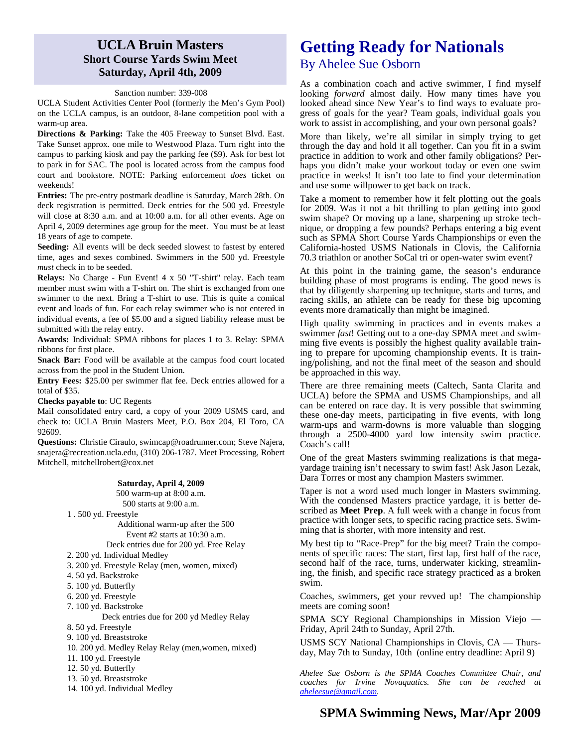## UCLA Bruin Masters
### Short Course Yards Swim Meet
### Saturday, April 4th, 2009

Sanction number: 339-008

UCLA Student Activities Center Pool (formerly the Men's Gym Pool) on the UCLA campus, is an outdoor, 8-lane competition pool with a warm-up area.

**Directions & Parking:** Take the 405 Freeway to Sunset Blvd. East. Take Sunset approx. one mile to Westwood Plaza. Turn right into the campus to parking kiosk and pay the parking fee ($9). Ask for best lot to park in for SAC. The pool is located across from the campus food court and bookstore. NOTE: Parking enforcement *does* ticket on weekends!

**Entries:** The pre-entry postmark deadline is Saturday, March 28th. On deck registration is permitted. Deck entries for the 500 yd. Freestyle will close at 8:30 a.m. and at 10:00 a.m. for all other events. Age on April 4, 2009 determines age group for the meet. You must be at least 18 years of age to compete.

**Seeding:** All events will be deck seeded slowest to fastest by entered time, ages and sexes combined. Swimmers in the 500 yd. Freestyle *must* check in to be seeded.

**Relays:** No Charge - Fun Event! 4 x 50 "T-shirt" relay. Each team member must swim with a T-shirt on. The shirt is exchanged from one swimmer to the next. Bring a T-shirt to use. This is quite a comical event and loads of fun. For each relay swimmer who is not entered in individual events, a fee of $5.00 and a signed liability release must be submitted with the relay entry.

**Awards:** Individual: SPMA ribbons for places 1 to 3. Relay: SPMA ribbons for first place.

**Snack Bar:** Food will be available at the campus food court located across from the pool in the Student Union.

**Entry Fees:** $25.00 per swimmer flat fee. Deck entries allowed for a total of $35.

**Checks payable to**: UC Regents

Mail consolidated entry card, a copy of your 2009 USMS card, and check to: UCLA Bruin Masters Meet, P.O. Box 204, El Toro, CA 92609.

**Questions:** Christie Ciraulo, swimcap@roadrunner.com; Steve Najera, snajera@recreation.ucla.edu, (310) 206-1787. Meet Processing, Robert Mitchell, mitchellrobert@cox.net

**Saturday, April 4, 2009**

500 warm-up at 8:00 a.m.

500 starts at 9:00 a.m.

1. 500 yd. Freestyle

Additional warm-up after the 500

Event #2 starts at 10:30 a.m.

Deck entries due for 200 yd. Free Relay

2. 200 yd. Individual Medley
3. 200 yd. Freestyle Relay (men, women, mixed)
4. 50 yd. Backstroke
5. 100 yd. Butterfly
6. 200 yd. Freestyle
7. 100 yd. Backstroke

Deck entries due for 200 yd Medley Relay

8. 50 yd. Freestyle
9. 100 yd. Breaststroke
10. 200 yd. Medley Relay (men,women, mixed)
11. 100 yd. Freestyle
12. 50 yd. Butterfly
13. 50 yd. Breaststroke
14. 100 yd. Individual Medley

# Getting Ready for Nationals
### By Ahelee Sue Osborn

As a combination coach and active swimmer, I find myself looking *forward* almost daily. How many times have you looked ahead since New Year's to find ways to evaluate progress of goals for the year? Team goals, individual goals you work to assist in accomplishing, and your own personal goals?

More than likely, we're all similar in simply trying to get through the day and hold it all together. Can you fit in a swim practice in addition to work and other family obligations? Perhaps you didn't make your workout today or even one swim practice in weeks! It isn't too late to find your determination and use some willpower to get back on track.

Take a moment to remember how it felt plotting out the goals for 2009. Was it not a bit thrilling to plan getting into good swim shape? Or moving up a lane, sharpening up stroke technique, or dropping a few pounds? Perhaps entering a big event such as SPMA Short Course Yards Championships or even the California-hosted USMS Nationals in Clovis, the California 70.3 triathlon or another SoCal tri or open-water swim event?

At this point in the training game, the season's endurance building phase of most programs is ending. The good news is that by diligently sharpening up technique, starts and turns, and racing skills, an athlete can be ready for these big upcoming events more dramatically than might be imagined.

High quality swimming in practices and in events makes a swimmer *fast*! Getting out to a one-day SPMA meet and swimming five events is possibly the highest quality available training to prepare for upcoming championship events. It is training/polishing, and not the final meet of the season and should be approached in this way.

There are three remaining meets (Caltech, Santa Clarita and UCLA) before the SPMA and USMS Championships, and all can be entered on race day. It is very possible that swimming these one-day meets, participating in five events, with long warm-ups and warm-downs is more valuable than slogging through a 2500-4000 yard low intensity swim practice. Coach's call!

One of the great Masters swimming realizations is that mega-yardage training isn't necessary to swim fast! Ask Jason Lezak, Dara Torres or most any champion Masters swimmer.

Taper is not a word used much longer in Masters swimming. With the condensed Masters practice yardage, it is better described as **Meet Prep**. A full week with a change in focus from practice with longer sets, to specific racing practice sets. Swimming that is shorter, with more intensity and rest.

My best tip to "Race-Prep" for the big meet? Train the components of specific races: The start, first lap, first half of the race, second half of the race, turns, underwater kicking, streamlining, the finish, and specific race strategy practiced as a broken swim.

Coaches, swimmers, get your revved up! The championship meets are coming soon!

SPMA SCY Regional Championships in Mission Viejo — Friday, April 24th to Sunday, April 27th.

USMS SCY National Championships in Clovis, CA — Thursday, May 7th to Sunday, 10th (online entry deadline: April 9)

*Ahelee Sue Osborn is the SPMA Coaches Committee Chair, and coaches for Irvine Novaquatics. She can be reached at aheleesue@gmail.com.*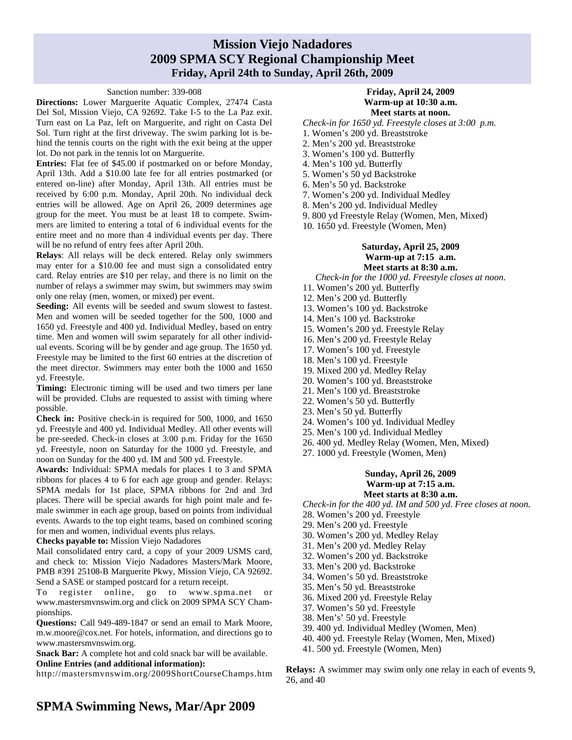# Mission Viejo Nadadores
## 2009 SPMA SCY Regional Championship Meet
### Friday, April 24th to Sunday, April 26th, 2009

Sanction number: 339-008

**Directions:** Lower Marguerite Aquatic Complex, 27474 Casta Del Sol, Mission Viejo, CA 92692. Take I-5 to the La Paz exit. Turn east on La Paz, left on Marguerite, and right on Casta Del Sol. Turn right at the first driveway. The swim parking lot is behind the tennis courts on the right with the exit being at the upper lot. Do not park in the tennis lot on Marguerite.

**Entries:** Flat fee of $45.00 if postmarked on or before Monday, April 13th. Add a $10.00 late fee for all entries postmarked (or entered on-line) after Monday, April 13th. All entries must be received by 6:00 p.m. Monday, April 20th. No individual deck entries will be allowed. Age on April 26, 2009 determines age group for the meet. You must be at least 18 to compete. Swimmers are limited to entering a total of 6 individual events for the entire meet and no more than 4 individual events per day. There will be no refund of entry fees after April 20th.

**Relays**: All relays will be deck entered. Relay only swimmers may enter for a $10.00 fee and must sign a consolidated entry card. Relay entries are $10 per relay, and there is no limit on the number of relays a swimmer may swim, but swimmers may swim only one relay (men, women, or mixed) per event.

**Seeding:** All events will be seeded and swum slowest to fastest. Men and women will be seeded together for the 500, 1000 and 1650 yd. Freestyle and 400 yd. Individual Medley, based on entry time. Men and women will swim separately for all other individual events. Scoring will be by gender and age group. The 1650 yd. Freestyle may be limited to the first 60 entries at the discretion of the meet director. Swimmers may enter both the 1000 and 1650 yd. Freestyle.

**Timing:** Electronic timing will be used and two timers per lane will be provided. Clubs are requested to assist with timing where possible.

**Check in:** Positive check-in is required for 500, 1000, and 1650 yd. Freestyle and 400 yd. Individual Medley. All other events will be pre-seeded. Check-in closes at 3:00 p.m. Friday for the 1650 yd. Freestyle, noon on Saturday for the 1000 yd. Freestyle, and noon on Sunday for the 400 yd. IM and 500 yd. Freestyle.

**Awards:** Individual: SPMA medals for places 1 to 3 and SPMA ribbons for places 4 to 6 for each age group and gender. Relays: SPMA medals for 1st place, SPMA ribbons for 2nd and 3rd places. There will be special awards for high point male and female swimmer in each age group, based on points from individual events. Awards to the top eight teams, based on combined scoring for men and women, individual events plus relays.

**Checks payable to:** Mission Viejo Nadadores

Mail consolidated entry card, a copy of your 2009 USMS card, and check to: Mission Viejo Nadadores Masters/Mark Moore, PMB #391 25108-B Marguerite Pkwy, Mission Viejo, CA 92692. Send a SASE or stamped postcard for a return receipt.

To register online, go to www.spma.net or www.mastersmvnswim.org and click on 2009 SPMA SCY Championships.

**Questions:** Call 949-489-1847 or send an email to Mark Moore, m.w.moore@cox.net. For hotels, information, and directions go to www.mastersmvnswim.org.

**Snack Bar:** A complete hot and cold snack bar will be available.

**Online Entries (and additional information):**

http://mastersmvnswim.org/2009ShortCourseChamps.htm

**Friday, April 24, 2009**
**Warm-up at 10:30 a.m.**
**Meet starts at noon.**

*Check-in for 1650 yd. Freestyle closes at 3:00 p.m.*

1. Women's 200 yd. Breaststroke
2. Men's 200 yd. Breaststroke
3. Women's 100 yd. Butterfly
4. Men's 100 yd. Butterfly
5. Women's 50 yd Backstroke
6. Men's 50 yd. Backstroke
7. Women's 200 yd. Individual Medley
8. Men's 200 yd. Individual Medley
9. 800 yd Freestyle Relay (Women, Men, Mixed)
10. 1650 yd. Freestyle (Women, Men)

**Saturday, April 25, 2009**
**Warm-up at 7:15 a.m.**
**Meet starts at 8:30 a.m.**

*Check-in for the 1000 yd. Freestyle closes at noon.*

11. Women's 200 yd. Butterfly
12. Men's 200 yd. Butterfly
13. Women's 100 yd. Backstroke
14. Men's 100 yd. Backstroke
15. Women's 200 yd. Freestyle Relay
16. Men's 200 yd. Freestyle Relay
17. Women's 100 yd. Freestyle
18. Men's 100 yd. Freestyle
19. Mixed 200 yd. Medley Relay
20. Women's 100 yd. Breaststroke
21. Men's 100 yd. Breaststroke
22. Women's 50 yd. Butterfly
23. Men's 50 yd. Butterfly
24. Women's 100 yd. Individual Medley
25. Men's 100 yd. Individual Medley
26. 400 yd. Medley Relay (Women, Men, Mixed)
27. 1000 yd. Freestyle (Women, Men)

**Sunday, April 26, 2009**
**Warm-up at 7:15 a.m.**
**Meet starts at 8:30 a.m.**

*Check-in for the 400 yd. IM and 500 yd. Free closes at noon.*

28. Women's 200 yd. Freestyle
29. Men's 200 yd. Freestyle
30. Women's 200 yd. Medley Relay
31. Men's 200 yd. Medley Relay
32. Women's 200 yd. Backstroke
33. Men's 200 yd. Backstroke
34. Women's 50 yd. Breaststroke
35. Men's 50 yd. Breaststroke
36. Mixed 200 yd. Freestyle Relay
37. Women's 50 yd. Freestyle
38. Men's' 50 yd. Freestyle
39. 400 yd. Individual Medley (Women, Men)
40. 400 yd. Freestyle Relay (Women, Men, Mixed)
41. 500 yd. Freestyle (Women, Men)

**Relays:** A swimmer may swim only one relay in each of events 9, 26, and 40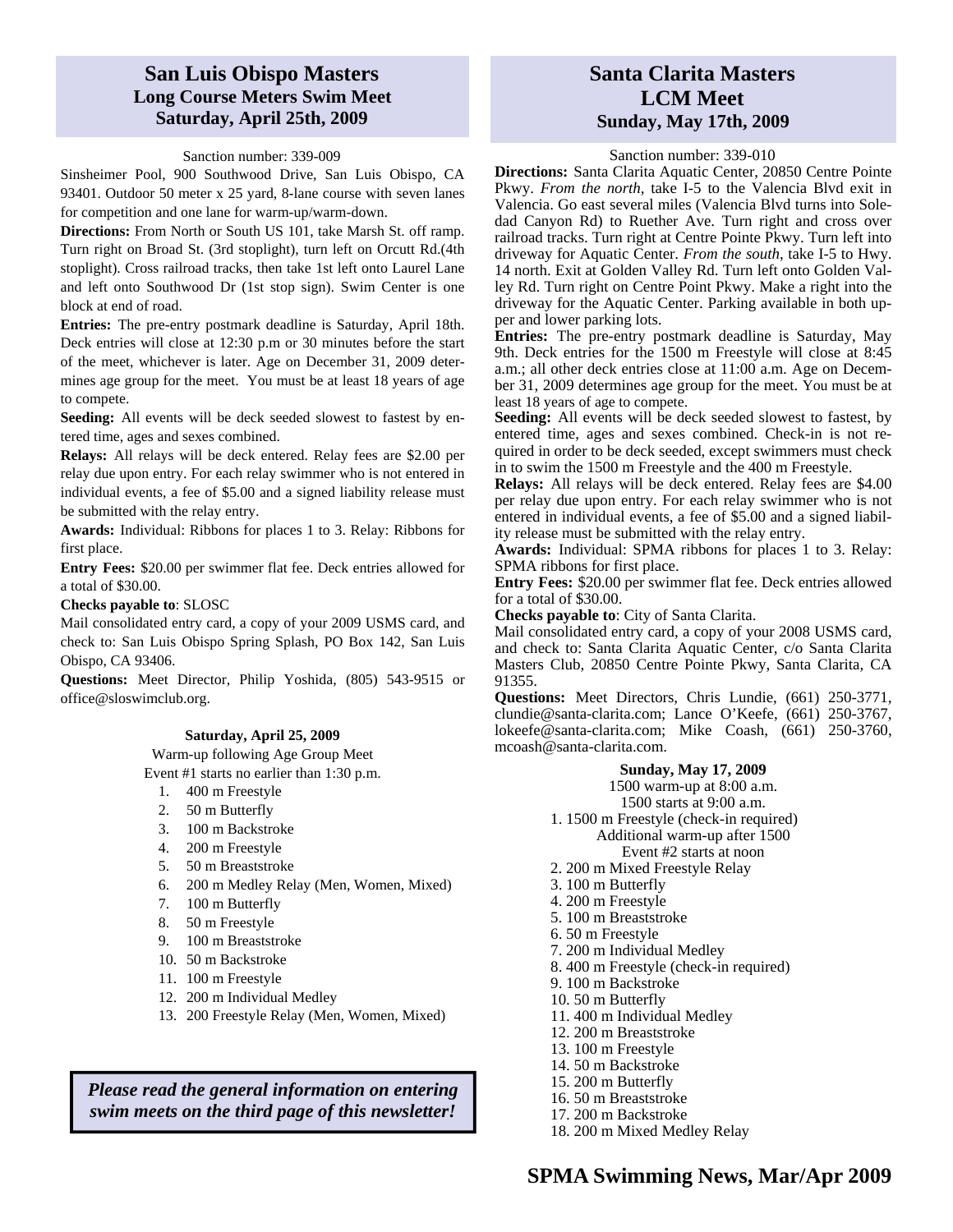## San Luis Obispo Masters
### Long Course Meters Swim Meet
### Saturday, April 25th, 2009

Sanction number: 339-009

Sinsheimer Pool, 900 Southwood Drive, San Luis Obispo, CA 93401. Outdoor 50 meter x 25 yard, 8-lane course with seven lanes for competition and one lane for warm-up/warm-down.

**Directions:** From North or South US 101, take Marsh St. off ramp. Turn right on Broad St. (3rd stoplight), turn left on Orcutt Rd.(4th stoplight). Cross railroad tracks, then take 1st left onto Laurel Lane and left onto Southwood Dr (1st stop sign). Swim Center is one block at end of road.

**Entries:** The pre-entry postmark deadline is Saturday, April 18th. Deck entries will close at 12:30 p.m or 30 minutes before the start of the meet, whichever is later. Age on December 31, 2009 determines age group for the meet. You must be at least 18 years of age to compete.

**Seeding:** All events will be deck seeded slowest to fastest by entered time, ages and sexes combined.

**Relays:** All relays will be deck entered. Relay fees are $2.00 per relay due upon entry. For each relay swimmer who is not entered in individual events, a fee of $5.00 and a signed liability release must be submitted with the relay entry.

**Awards:** Individual: Ribbons for places 1 to 3. Relay: Ribbons for first place.

**Entry Fees:** $20.00 per swimmer flat fee. Deck entries allowed for a total of $30.00.

**Checks payable to**: SLOSC

Mail consolidated entry card, a copy of your 2009 USMS card, and check to: San Luis Obispo Spring Splash, PO Box 142, San Luis Obispo, CA 93406.

**Questions:** Meet Director, Philip Yoshida, (805) 543-9515 or office@sloswimclub.org.

**Saturday, April 25, 2009**

Warm-up following Age Group Meet

Event #1 starts no earlier than 1:30 p.m.

1. 400 m Freestyle
2. 50 m Butterfly
3. 100 m Backstroke
4. 200 m Freestyle
5. 50 m Breaststroke
6. 200 m Medley Relay (Men, Women, Mixed)
7. 100 m Butterfly
8. 50 m Freestyle
9. 100 m Breaststroke
10. 50 m Backstroke
11. 100 m Freestyle
12. 200 m Individual Medley
13. 200 Freestyle Relay (Men, Women, Mixed)

***Please read the general information on entering swim meets on the third page of this newsletter!***

## Santa Clarita Masters
## LCM Meet
### Sunday, May 17th, 2009

Sanction number: 339-010

**Directions:** Santa Clarita Aquatic Center, 20850 Centre Pointe Pkwy. *From the north*, take I-5 to the Valencia Blvd exit in Valencia. Go east several miles (Valencia Blvd turns into Soledad Canyon Rd) to Ruether Ave. Turn right and cross over railroad tracks. Turn right at Centre Pointe Pkwy. Turn left into driveway for Aquatic Center. *From the south*, take I-5 to Hwy. 14 north. Exit at Golden Valley Rd. Turn left onto Golden Valley Rd. Turn right on Centre Point Pkwy. Make a right into the driveway for the Aquatic Center. Parking available in both upper and lower parking lots.

**Entries:** The pre-entry postmark deadline is Saturday, May 9th. Deck entries for the 1500 m Freestyle will close at 8:45 a.m.; all other deck entries close at 11:00 a.m. Age on December 31, 2009 determines age group for the meet. You must be at least 18 years of age to compete.

**Seeding:** All events will be deck seeded slowest to fastest, by entered time, ages and sexes combined. Check-in is not required in order to be deck seeded, except swimmers must check in to swim the 1500 m Freestyle and the 400 m Freestyle.

**Relays:** All relays will be deck entered. Relay fees are $4.00 per relay due upon entry. For each relay swimmer who is not entered in individual events, a fee of $5.00 and a signed liability release must be submitted with the relay entry.

**Awards:** Individual: SPMA ribbons for places 1 to 3. Relay: SPMA ribbons for first place.

**Entry Fees:** $20.00 per swimmer flat fee. Deck entries allowed for a total of $30.00.

**Checks payable to**: City of Santa Clarita.

Mail consolidated entry card, a copy of your 2008 USMS card, and check to: Santa Clarita Aquatic Center, c/o Santa Clarita Masters Club, 20850 Centre Pointe Pkwy, Santa Clarita, CA 91355.

**Questions:** Meet Directors, Chris Lundie, (661) 250-3771, clundie@santa-clarita.com; Lance O'Keefe, (661) 250-3767, lokeefe@santa-clarita.com; Mike Coash, (661) 250-3760, mcoash@santa-clarita.com.

**Sunday, May 17, 2009**

1500 warm-up at 8:00 a.m.

1500 starts at 9:00 a.m.

1. 1500 m Freestyle (check-in required)

Additional warm-up after 1500

Event #2 starts at noon

2. 200 m Mixed Freestyle Relay
3. 100 m Butterfly
4. 200 m Freestyle
5. 100 m Breaststroke
6. 50 m Freestyle
7. 200 m Individual Medley
8. 400 m Freestyle (check-in required)
9. 100 m Backstroke
10. 50 m Butterfly
11. 400 m Individual Medley
12. 200 m Breaststroke
13. 100 m Freestyle
14. 50 m Backstroke
15. 200 m Butterfly
16. 50 m Breaststroke
17. 200 m Backstroke
18. 200 m Mixed Medley Relay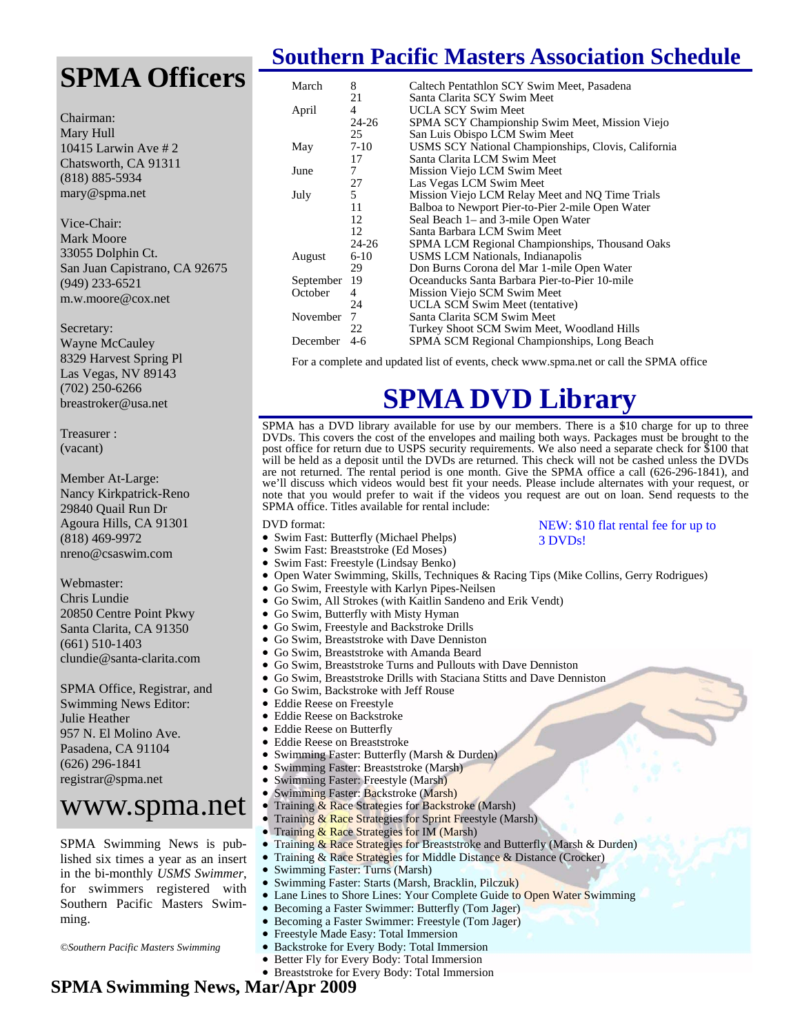# SPMA Officers

Chairman:
Mary Hull
10415 Larwin Ave # 2
Chatsworth, CA 91311
(818) 885-5934
mary@spma.net

Vice-Chair:
Mark Moore
33055 Dolphin Ct.
San Juan Capistrano, CA 92675
(949) 233-6521
m.w.moore@cox.net

Secretary:
Wayne McCauley
8329 Harvest Spring Pl
Las Vegas, NV 89143
(702) 250-6266
breastroker@usa.net

Treasurer :
(vacant)

Member At-Large:
Nancy Kirkpatrick-Reno
29840 Quail Run Dr
Agoura Hills, CA 91301
(818) 469-9972
nreno@csaswim.com

Webmaster:
Chris Lundie
20850 Centre Point Pkwy
Santa Clarita, CA 91350
(661) 510-1403
clundie@santa-clarita.com

SPMA Office, Registrar, and Swimming News Editor:
Julie Heather
957 N. El Molino Ave.
Pasadena, CA 91104
(626) 296-1841
registrar@spma.net

# www.spma.net

SPMA Swimming News is published six times a year as an insert in the bi-monthly *USMS Swimmer*, for swimmers registered with Southern Pacific Masters Swimming.

*©Southern Pacific Masters Swimming*

## Southern Pacific Masters Association Schedule

| | | |
|---|---|---|
| March | 8 | Caltech Pentathlon SCY Swim Meet, Pasadena |
| | 21 | Santa Clarita SCY Swim Meet |
| April | 4 | UCLA SCY Swim Meet |
| | 24-26 | SPMA SCY Championship Swim Meet, Mission Viejo |
| | 25 | San Luis Obispo LCM Swim Meet |
| May | 7-10 | USMS SCY National Championships, Clovis, California |
| | 17 | Santa Clarita LCM Swim Meet |
| June | 7 | Mission Viejo LCM Swim Meet |
| | 27 | Las Vegas LCM Swim Meet |
| July | 5 | Mission Viejo LCM Relay Meet and NQ Time Trials |
| | 11 | Balboa to Newport Pier-to-Pier 2-mile Open Water |
| | 12 | Seal Beach 1– and 3-mile Open Water |
| | 12 | Santa Barbara LCM Swim Meet |
| | 24-26 | SPMA LCM Regional Championships, Thousand Oaks |
| August | 6-10 | USMS LCM Nationals, Indianapolis |
| | 29 | Don Burns Corona del Mar 1-mile Open Water |
| September | 19 | Oceanducks Santa Barbara Pier-to-Pier 10-mile |
| October | 4 | Mission Viejo SCM Swim Meet |
| | 24 | UCLA SCM Swim Meet (tentative) |
| November | 7 | Santa Clarita SCM Swim Meet |
| | 22 | Turkey Shoot SCM Swim Meet, Woodland Hills |
| December | 4-6 | SPMA SCM Regional Championships, Long Beach |

For a complete and updated list of events, check www.spma.net or call the SPMA office

## SPMA DVD Library

SPMA has a DVD library available for use by our members. There is a $10 charge for up to three DVDs. This covers the cost of the envelopes and mailing both ways. Packages must be brought to the post office for return due to USPS security requirements. We also need a separate check for $100 that will be held as a deposit until the DVDs are returned. This check will not be cashed unless the DVDs are not returned. The rental period is one month. Give the SPMA office a call (626-296-1841), and we'll discuss which videos would best fit your needs. Please include alternates with your request, or note that you would prefer to wait if the videos you request are out on loan. Send requests to the SPMA office. Titles available for rental include:

NEW: $10 flat rental fee for up to 3 DVDs!

DVD format:

- Swim Fast: Butterfly (Michael Phelps)
- Swim Fast: Breaststroke (Ed Moses)
- Swim Fast: Freestyle (Lindsay Benko)
- Open Water Swimming, Skills, Techniques & Racing Tips (Mike Collins, Gerry Rodrigues)
- Go Swim, Freestyle with Karlyn Pipes-Neilsen
- Go Swim, All Strokes (with Kaitlin Sandeno and Erik Vendt)
- Go Swim, Butterfly with Misty Hyman
- Go Swim, Freestyle and Backstroke Drills
- Go Swim, Breaststroke with Dave Denniston
- Go Swim, Breaststroke with Amanda Beard
- Go Swim, Breaststroke Turns and Pullouts with Dave Denniston
- Go Swim, Breaststroke Drills with Staciana Stitts and Dave Denniston
- Go Swim, Backstroke with Jeff Rouse
- Eddie Reese on Freestyle
- Eddie Reese on Backstroke
- Eddie Reese on Butterfly
- Eddie Reese on Breaststroke
- Swimming Faster: Butterfly (Marsh & Durden)
- Swimming Faster: Breaststroke (Marsh)
- Swimming Faster: Freestyle (Marsh)
- Swimming Faster: Backstroke (Marsh)
- Training & Race Strategies for Backstroke (Marsh)
- Training & Race Strategies for Sprint Freestyle (Marsh)
- Training & Race Strategies for IM (Marsh)
- Training & Race Strategies for Breaststroke and Butterfly (Marsh & Durden)
- Training & Race Strategies for Middle Distance & Distance (Crocker)
- Swimming Faster: Turns (Marsh)
- Swimming Faster: Starts (Marsh, Bracklin, Pilczuk)
- Lane Lines to Shore Lines: Your Complete Guide to Open Water Swimming
- Becoming a Faster Swimmer: Butterfly (Tom Jager)
- Becoming a Faster Swimmer: Freestyle (Tom Jager)
- Freestyle Made Easy: Total Immersion
- Backstroke for Every Body: Total Immersion
- Better Fly for Every Body: Total Immersion
- Breaststroke for Every Body: Total Immersion